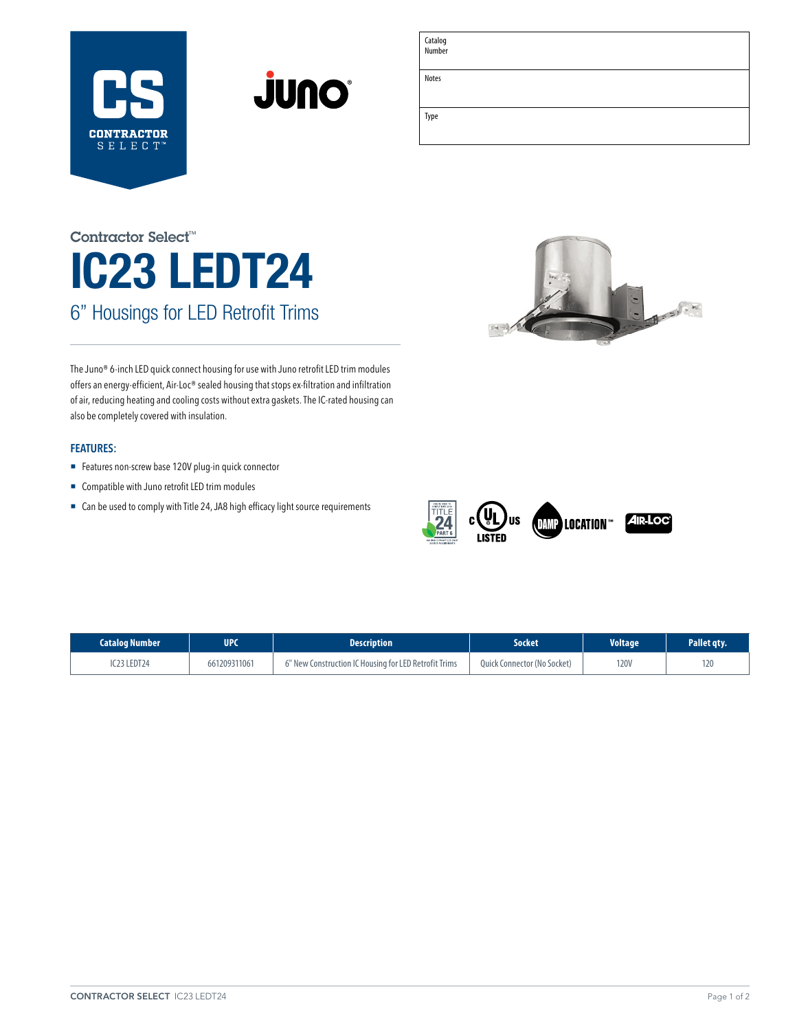CS CONTRACTOR SELECT™

juno®

| Catalog Number | |
|---|---|
| Notes | |
| Type | |

Contractor Select™

# IC23 LEDT24

## 6" Housings for LED Retrofit Trims

The Juno® 6-inch LED quick connect housing for use with Juno retrofit LED trim modules offers an energy-efficient, Air-Loc® sealed housing that stops ex-filtration and infiltration of air, reducing heating and cooling costs without extra gaskets. The IC-rated housing can also be completely covered with insulation.

### FEATURES:

- Features non-screw base 120V plug-in quick connector
- Compatible with Juno retrofit LED trim modules
- Can be used to comply with Title 24, JA8 high efficacy light source requirements

| Catalog Number | UPC | Description | Socket | Voltage | Pallet qty. |
|---|---|---|---|---|---|
| IC23 LEDT24 | 661209311061 | 6" New Construction IC Housing for LED Retrofit Trims | Quick Connector (No Socket) | 120V | 120 |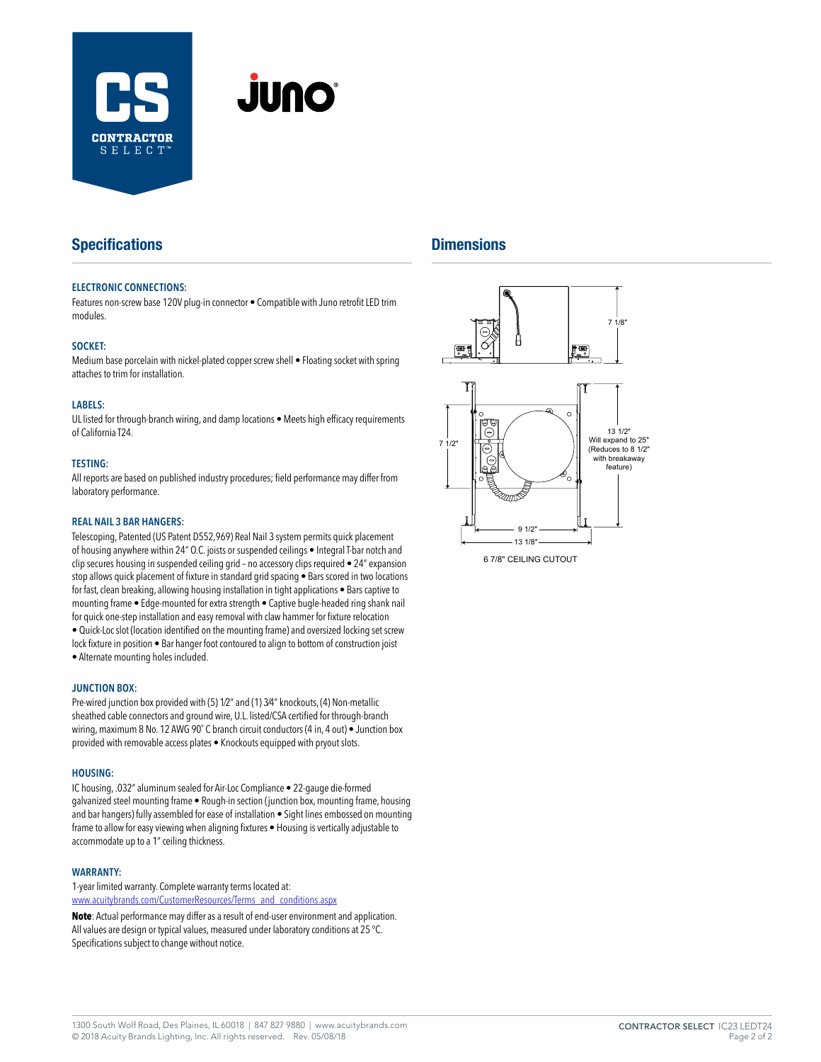## Specifications

### ELECTRONIC CONNECTIONS:

Features non-screw base 120V plug-in connector • Compatible with Juno retrofit LED trim modules.

### SOCKET:

Medium base porcelain with nickel-plated copper screw shell • Floating socket with spring attaches to trim for installation.

### LABELS:

UL listed for through-branch wiring, and damp locations • Meets high efficacy requirements of California T24.

### TESTING:

All reports are based on published industry procedures; field performance may differ from laboratory performance.

### REAL NAIL 3 BAR HANGERS:

Telescoping, Patented (US Patent D552,969) Real Nail 3 system permits quick placement of housing anywhere within 24" O.C. joists or suspended ceilings • Integral T-bar notch and clip secures housing in suspended ceiling grid – no accessory clips required • 24" expansion stop allows quick placement of fixture in standard grid spacing • Bars scored in two locations for fast, clean breaking, allowing housing installation in tight applications • Bars captive to mounting frame • Edge-mounted for extra strength • Captive bugle-headed ring shank nail for quick one-step installation and easy removal with claw hammer for fixture relocation • Quick-Loc slot (location identified on the mounting frame) and oversized locking set screw lock fixture in position • Bar hanger foot contoured to align to bottom of construction joist • Alternate mounting holes included.

### JUNCTION BOX:

Pre-wired junction box provided with (5) 1/2" and (1) 3/4" knockouts, (4) Non-metallic sheathed cable connectors and ground wire, U.L. listed/CSA certified for through-branch wiring, maximum 8 No. 12 AWG 90° C branch circuit conductors (4 in, 4 out) • Junction box provided with removable access plates • Knockouts equipped with pryout slots.

### HOUSING:

IC housing, .032" aluminum sealed for Air-Loc Compliance • 22-gauge die-formed galvanized steel mounting frame • Rough-in section (junction box, mounting frame, housing and bar hangers) fully assembled for ease of installation • Sight lines embossed on mounting frame to allow for easy viewing when aligning fixtures • Housing is vertically adjustable to accommodate up to a 1" ceiling thickness.

### WARRANTY:

1-year limited warranty. Complete warranty terms located at:
www.acuitybrands.com/CustomerResources/Terms_and_conditions.aspx

**Note**: Actual performance may differ as a result of end-user environment and application. All values are design or typical values, measured under laboratory conditions at 25 °C. Specifications subject to change without notice.

## Dimensions

7 1/8"

7 1/2"

13 1/2"
Will expand to 25"
(Reduces to 8 1/2"
with breakaway
feature)

9 1/2"

13 1/8"

6 7/8" CEILING CUTOUT